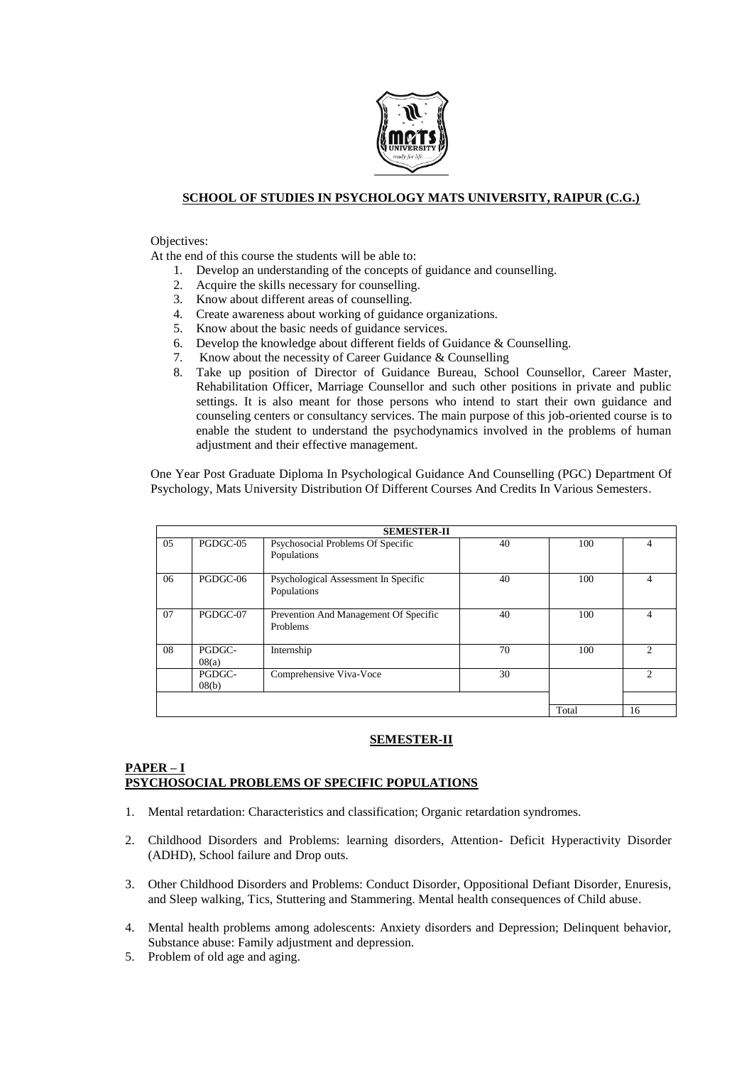## SCHOOL OF STUDIES IN PSYCHOLOGY MATS UNIVERSITY, RAIPUR (C.G.)

Objectives:

At the end of this course the students will be able to:

1. Develop an understanding of the concepts of guidance and counselling.
2. Acquire the skills necessary for counselling.
3. Know about different areas of counselling.
4. Create awareness about working of guidance organizations.
5. Know about the basic needs of guidance services.
6. Develop the knowledge about different fields of Guidance & Counselling.
7. Know about the necessity of Career Guidance & Counselling
8. Take up position of Director of Guidance Bureau, School Counsellor, Career Master, Rehabilitation Officer, Marriage Counsellor and such other positions in private and public settings. It is also meant for those persons who intend to start their own guidance and counseling centers or consultancy services. The main purpose of this job-oriented course is to enable the student to understand the psychodynamics involved in the problems of human adjustment and their effective management.

One Year Post Graduate Diploma In Psychological Guidance And Counselling (PGC) Department Of Psychology, Mats University Distribution Of Different Courses And Credits In Various Semesters.

| SEMESTER-II | | | | | |
|---|---|---|---|---|---|
| 05 | PGDGC-05 | Psychosocial Problems Of Specific Populations | 40 | 100 | 4 |
| 06 | PGDGC-06 | Psychological Assessment In Specific Populations | 40 | 100 | 4 |
| 07 | PGDGC-07 | Prevention And Management Of Specific Problems | 40 | 100 | 4 |
| 08 | PGDGC-08(a) | Internship | 70 | 100 | 2 |
| | PGDGC-08(b) | Comprehensive Viva-Voce | 30 | | 2 |
| | | | | Total | 16 |

## SEMESTER-II

### PAPER – I
### PSYCHOSOCIAL PROBLEMS OF SPECIFIC POPULATIONS

1. Mental retardation: Characteristics and classification; Organic retardation syndromes.
2. Childhood Disorders and Problems: learning disorders, Attention- Deficit Hyperactivity Disorder (ADHD), School failure and Drop outs.
3. Other Childhood Disorders and Problems: Conduct Disorder, Oppositional Defiant Disorder, Enuresis, and Sleep walking, Tics, Stuttering and Stammering. Mental health consequences of Child abuse.
4. Mental health problems among adolescents: Anxiety disorders and Depression; Delinquent behavior, Substance abuse: Family adjustment and depression.
5. Problem of old age and aging.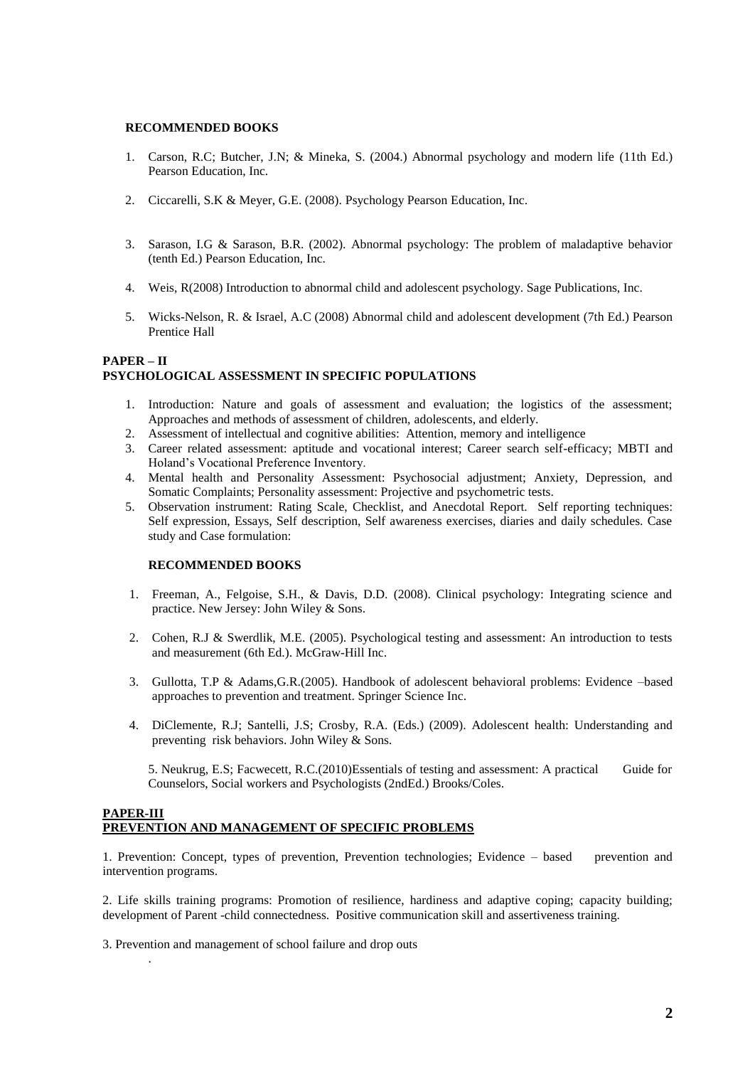#### RECOMMENDED BOOKS

1. Carson, R.C; Butcher, J.N; & Mineka, S. (2004.) Abnormal psychology and modern life (11th Ed.) Pearson Education, Inc.

2. Ciccarelli, S.K & Meyer, G.E. (2008). Psychology Pearson Education, Inc.

3. Sarason, I.G & Sarason, B.R. (2002). Abnormal psychology: The problem of maladaptive behavior (tenth Ed.) Pearson Education, Inc.

4. Weis, R(2008) Introduction to abnormal child and adolescent psychology. Sage Publications, Inc.

5. Wicks-Nelson, R. & Israel, A.C (2008) Abnormal child and adolescent development (7th Ed.) Pearson Prentice Hall

## PAPER – II
## PSYCHOLOGICAL ASSESSMENT IN SPECIFIC POPULATIONS

1. Introduction: Nature and goals of assessment and evaluation; the logistics of the assessment; Approaches and methods of assessment of children, adolescents, and elderly.
2. Assessment of intellectual and cognitive abilities: Attention, memory and intelligence
3. Career related assessment: aptitude and vocational interest; Career search self-efficacy; MBTI and Holand's Vocational Preference Inventory.
4. Mental health and Personality Assessment: Psychosocial adjustment; Anxiety, Depression, and Somatic Complaints; Personality assessment: Projective and psychometric tests.
5. Observation instrument: Rating Scale, Checklist, and Anecdotal Report. Self reporting techniques: Self expression, Essays, Self description, Self awareness exercises, diaries and daily schedules. Case study and Case formulation:

#### RECOMMENDED BOOKS

1. Freeman, A., Felgoise, S.H., & Davis, D.D. (2008). Clinical psychology: Integrating science and practice. New Jersey: John Wiley & Sons.

2. Cohen, R.J & Swerdlik, M.E. (2005). Psychological testing and assessment: An introduction to tests and measurement (6th Ed.). McGraw-Hill Inc.

3. Gullotta, T.P & Adams,G.R.(2005). Handbook of adolescent behavioral problems: Evidence –based approaches to prevention and treatment. Springer Science Inc.

4. DiClemente, R.J; Santelli, J.S; Crosby, R.A. (Eds.) (2009). Adolescent health: Understanding and preventing risk behaviors. John Wiley & Sons.

5. Neukrug, E.S; Facwecett, R.C.(2010)Essentials of testing and assessment: A practical Guide for Counselors, Social workers and Psychologists (2ndEd.) Brooks/Coles.

## PAPER-III
## PREVENTION AND MANAGEMENT OF SPECIFIC PROBLEMS

1. Prevention: Concept, types of prevention, Prevention technologies; Evidence – based prevention and intervention programs.

2. Life skills training programs: Promotion of resilience, hardiness and adaptive coping; capacity building; development of Parent -child connectedness. Positive communication skill and assertiveness training.

3. Prevention and management of school failure and drop outs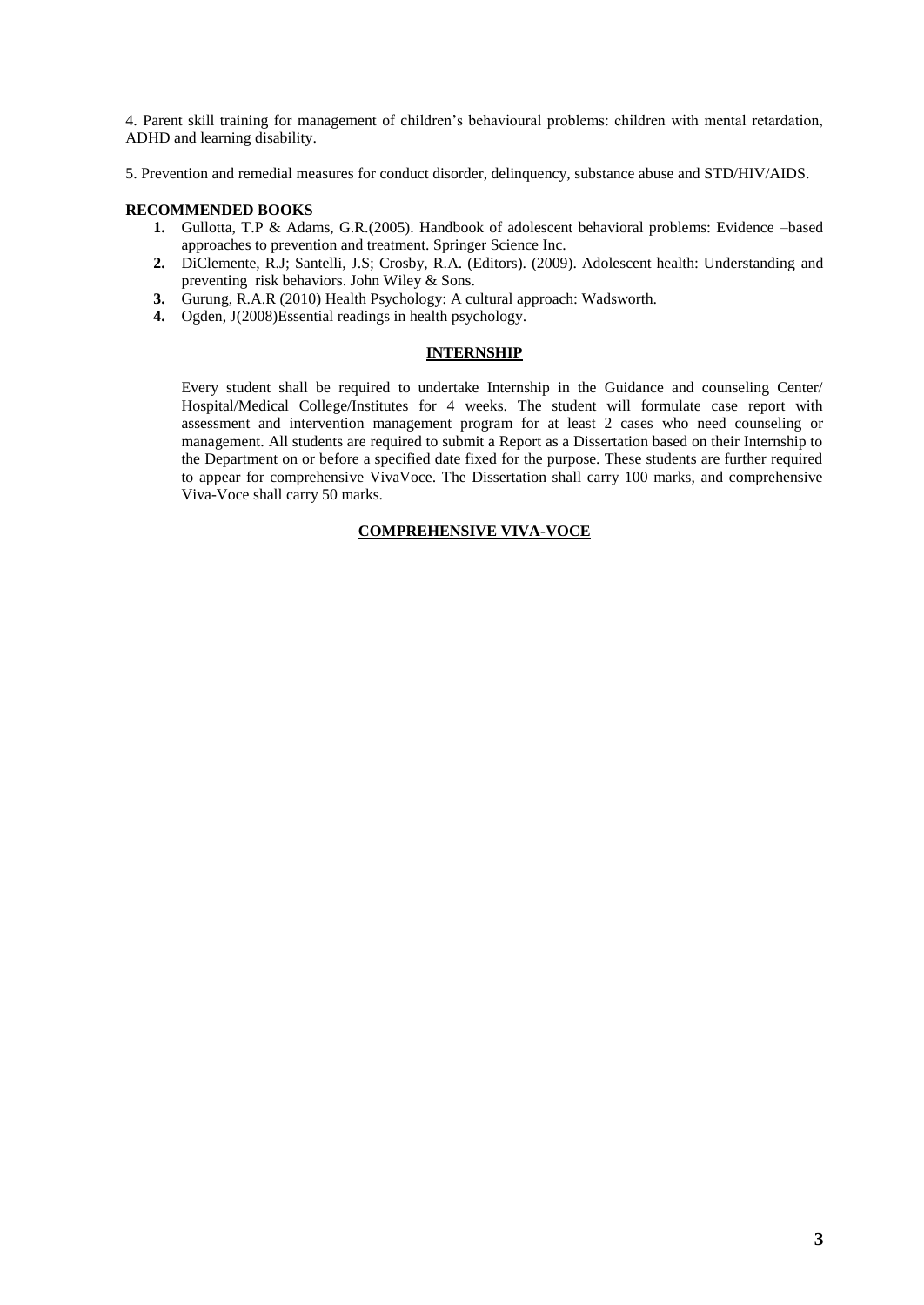4. Parent skill training for management of children's behavioural problems: children with mental retardation, ADHD and learning disability.

5. Prevention and remedial measures for conduct disorder, delinquency, substance abuse and STD/HIV/AIDS.

**RECOMMENDED BOOKS**

1. Gullotta, T.P & Adams, G.R.(2005). Handbook of adolescent behavioral problems: Evidence –based approaches to prevention and treatment. Springer Science Inc.
2. DiClemente, R.J; Santelli, J.S; Crosby, R.A. (Editors). (2009). Adolescent health: Understanding and preventing risk behaviors. John Wiley & Sons.
3. Gurung, R.A.R (2010) Health Psychology: A cultural approach: Wadsworth.
4. Ogden, J(2008)Essential readings in health psychology.

## INTERNSHIP

Every student shall be required to undertake Internship in the Guidance and counseling Center/ Hospital/Medical College/Institutes for 4 weeks. The student will formulate case report with assessment and intervention management program for at least 2 cases who need counseling or management. All students are required to submit a Report as a Dissertation based on their Internship to the Department on or before a specified date fixed for the purpose. These students are further required to appear for comprehensive VivaVoce. The Dissertation shall carry 100 marks, and comprehensive Viva-Voce shall carry 50 marks.

## COMPREHENSIVE VIVA-VOCE